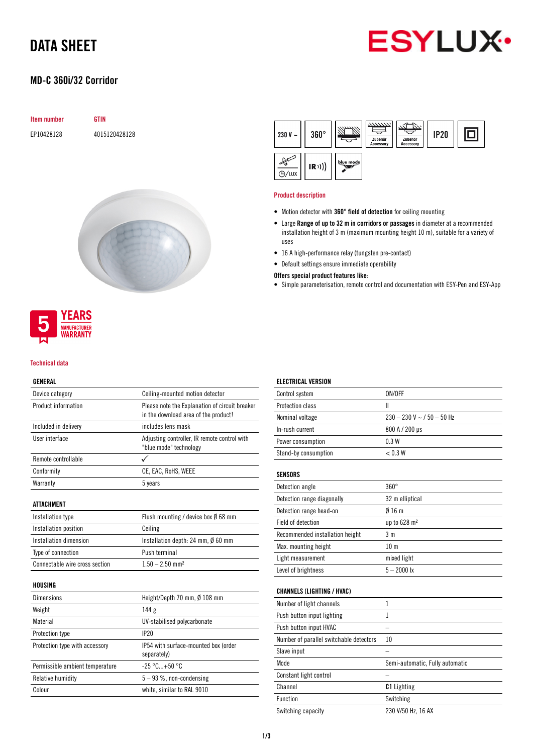# DATA SHEET

## MD-C 360i/32 Corridor

| Item number | GTIN |
|---|---|
| EP10428128 | 4015120428128 |

230 V ~ | 360° | IP20

### Product description

- Motion detector with **360° field of detection** for ceiling mounting
- Large **Range of up to 32 m in corridors or passages** in diameter at a recommended installation height of 3 m (maximum mounting height 10 m), suitable for a variety of uses
- 16 A high-performance relay (tungsten pre-contact)
- Default settings ensure immediate operability

**Offers special product features like**:

- Simple parameterisation, remote control and documentation with ESY-Pen and ESY-App

5 YEARS MANUFACTURER WARRANTY

### Technical data

#### GENERAL

| | |
|---|---|
| Device category | Ceiling-mounted motion detector |
| Product information | Please note the Explanation of circuit breaker in the download area of the product! |
| Included in delivery | includes lens mask |
| User interface | Adjusting controller, IR remote control with "blue mode" technology |
| Remote controllable | ✓ |
| Conformity | CE, EAC, RoHS, WEEE |
| Warranty | 5 years |

#### ATTACHMENT

| | |
|---|---|
| Installation type | Flush mounting / device box Ø 68 mm |
| Installation position | Ceiling |
| Installation dimension | Installation depth: 24 mm, Ø 60 mm |
| Type of connection | Push terminal |
| Connectable wire cross section | 1.50 – 2.50 mm² |

#### HOUSING

| | |
|---|---|
| Dimensions | Height/Depth 70 mm, Ø 108 mm |
| Weight | 144 g |
| Material | UV-stabilised polycarbonate |
| Protection type | IP20 |
| Protection type with accessory | IP54 with surface-mounted box (order separately) |
| Permissible ambient temperature | -25 °C...+50 °C |
| Relative humidity | 5 – 93 %, non-condensing |
| Colour | white, similar to RAL 9010 |

#### ELECTRICAL VERSION

| | |
|---|---|
| Control system | ON/OFF |
| Protection class | II |
| Nominal voltage | 230 – 230 V ~ / 50 – 50 Hz |
| In-rush current | 800 A / 200 µs |
| Power consumption | 0.3 W |
| Stand-by consumption | < 0.3 W |

#### SENSORS

| | |
|---|---|
| Detection angle | 360° |
| Detection range diagonally | 32 m elliptical |
| Detection range head-on | Ø 16 m |
| Field of detection | up to 628 m² |
| Recommended installation height | 3 m |
| Max. mounting height | 10 m |
| Light measurement | mixed light |
| Level of brightness | 5 – 2000 lx |

#### CHANNELS (LIGHTING / HVAC)

| | |
|---|---|
| Number of light channels | 1 |
| Push button input lighting | 1 |
| Push button input HVAC | – |
| Number of parallel switchable detectors | 10 |
| Slave input | – |
| Mode | Semi-automatic, Fully automatic |
| Constant light control | – |
| Channel | **C1** Lighting |
| Function | Switching |
| Switching capacity | 230 V/50 Hz, 16 AX |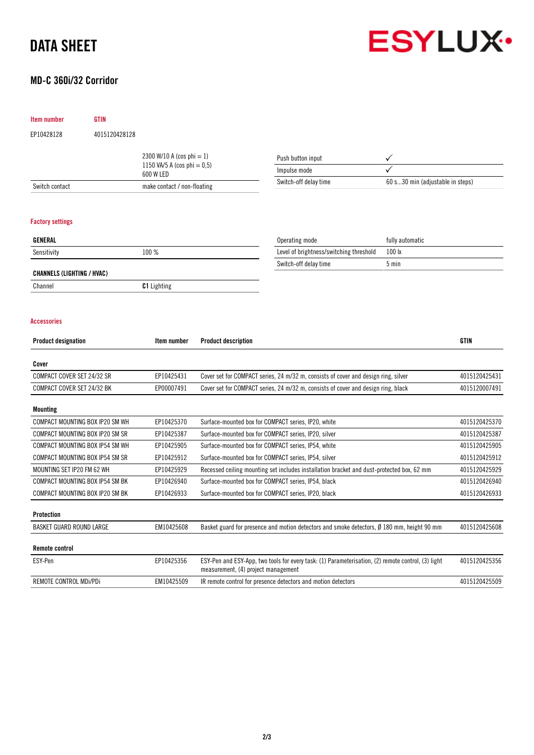# DATA SHEET

## MD-C 360i/32 Corridor

| Item number | GTIN |
|---|---|
| EP10428128 | 4015120428128 |

| | |
|---|---|
| | 2300 W/10 A (cos phi = 1)<br>1150 VA/5 A (cos phi = 0,5)<br>600 W LED |
| Switch contact | make contact / non-floating |

| | |
|---|---|
| Push button input | ✓ |
| Impulse mode | ✓ |
| Switch-off delay time | 60 s...30 min (adjustable in steps) |

### Factory settings

| GENERAL | |
|---|---|
| Sensitivity | 100 % |

| CHANNELS (LIGHTING / HVAC) | |
|---|---|
| Channel | **C1** Lighting |

| | |
|---|---|
| Operating mode | fully automatic |
| Level of brightness/switching threshold | 100 lx |
| Switch-off delay time | 5 min |

### Accessories

| Product designation | Item number | Product description | GTIN |
|---|---|---|---|
| **Cover** | | | |
| COMPACT COVER SET 24/32 SR | EP10425431 | Cover set for COMPACT series, 24 m/32 m, consists of cover and design ring, silver | 4015120425431 |
| COMPACT COVER SET 24/32 BK | EP00007491 | Cover set for COMPACT series, 24 m/32 m, consists of cover and design ring, black | 4015120007491 |
| **Mounting** | | | |
| COMPACT MOUNTING BOX IP20 SM WH | EP10425370 | Surface-mounted box for COMPACT series, IP20, white | 4015120425370 |
| COMPACT MOUNTING BOX IP20 SM SR | EP10425387 | Surface-mounted box for COMPACT series, IP20, silver | 4015120425387 |
| COMPACT MOUNTING BOX IP54 SM WH | EP10425905 | Surface-mounted box for COMPACT series, IP54, white | 4015120425905 |
| COMPACT MOUNTING BOX IP54 SM SR | EP10425912 | Surface-mounted box for COMPACT series, IP54, silver | 4015120425912 |
| MOUNTING SET IP20 FM 62 WH | EP10425929 | Recessed ceiling mounting set includes installation bracket and dust-protected box, 62 mm | 4015120425929 |
| COMPACT MOUNTING BOX IP54 SM BK | EP10426940 | Surface-mounted box for COMPACT series, IP54, black | 4015120426940 |
| COMPACT MOUNTING BOX IP20 SM BK | EP10426933 | Surface-mounted box for COMPACT series, IP20, black | 4015120426933 |
| **Protection** | | | |
| BASKET GUARD ROUND LARGE | EM10425608 | Basket guard for presence and motion detectors and smoke detectors, Ø 180 mm, height 90 mm | 4015120425608 |
| **Remote control** | | | |
| ESY-Pen | EP10425356 | ESY-Pen and ESY-App, two tools for every task: (1) Parameterisation, (2) remote control, (3) light measurement, (4) project management | 4015120425356 |
| REMOTE CONTROL MDi/PDi | EM10425509 | IR remote control for presence detectors and motion detectors | 4015120425509 |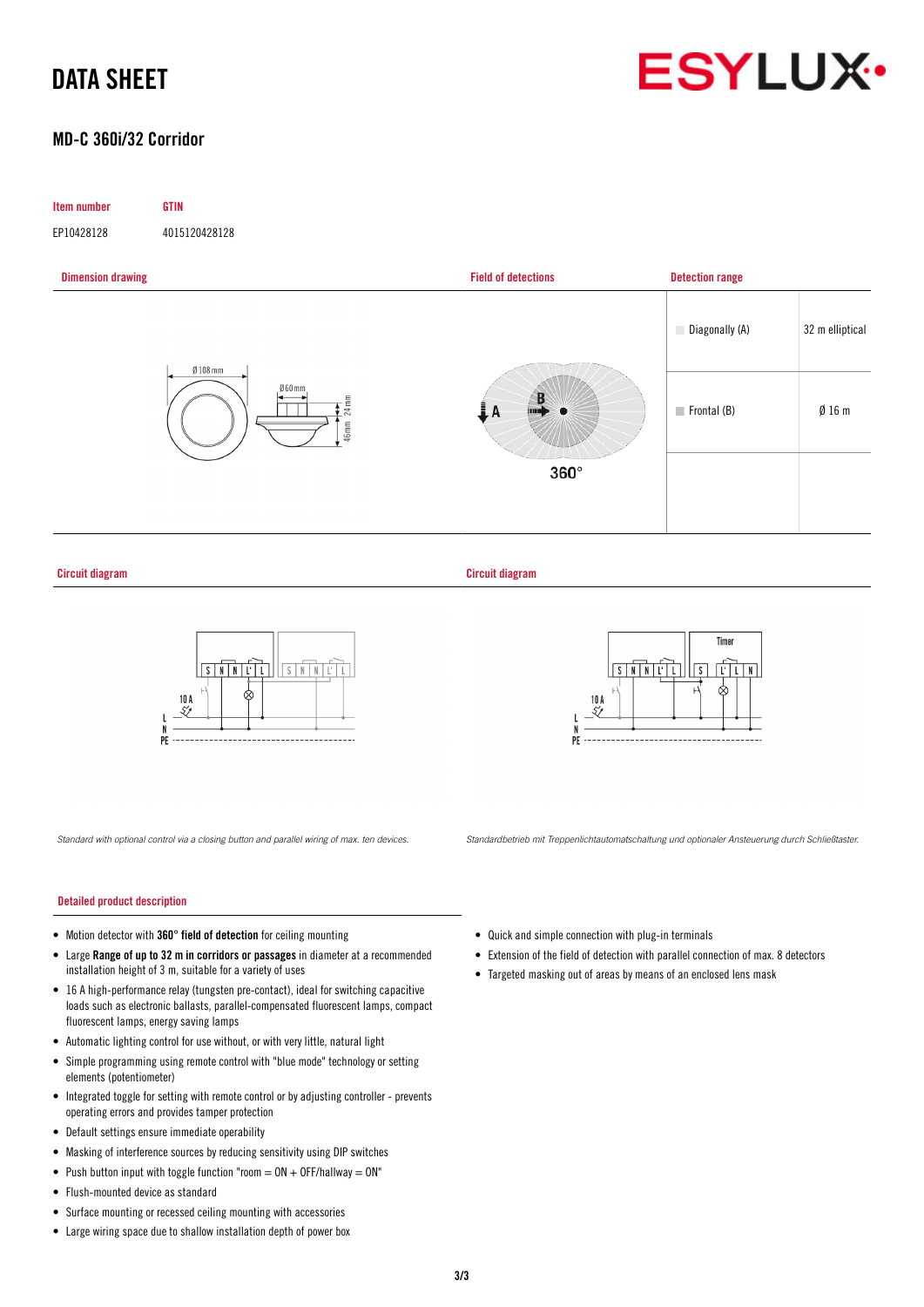# DATA SHEET

ESYLUX

## MD-C 360i/32 Corridor

| Item number | GTIN |
|---|---|
| EP10428128 | 4015120428128 |

### Dimension drawing

Ø 108 mm

Ø 60 mm

24 mm

46mm

### Field of detections

A

B

360°

### Detection range

| | |
|---|---|
| Diagonally (A) | 32 m elliptical |
| Frontal (B) | Ø 16 m |

### Circuit diagram

S N N L' L

S N N L' L

10 A

L

N

PE

*Standard with optional control via a closing button and parallel wiring of max. ten devices.*

### Circuit diagram

Timer

S N N L' L

S L' L N

10 A

L

N

PE

*Standardbetrieb mit Treppenlichtautomatschaltung und optionaler Ansteuerung durch Schließtaster.*

### Detailed product description

- Motion detector with **360° field of detection** for ceiling mounting
- Large **Range of up to 32 m in corridors or passages** in diameter at a recommended installation height of 3 m, suitable for a variety of uses
- 16 A high-performance relay (tungsten pre-contact), ideal for switching capacitive loads such as electronic ballasts, parallel-compensated fluorescent lamps, compact fluorescent lamps, energy saving lamps
- Automatic lighting control for use without, or with very little, natural light
- Simple programming using remote control with "blue mode" technology or setting elements (potentiometer)
- Integrated toggle for setting with remote control or by adjusting controller - prevents operating errors and provides tamper protection
- Default settings ensure immediate operability
- Masking of interference sources by reducing sensitivity using DIP switches
- Push button input with toggle function "room = ON + OFF/hallway = ON"
- Flush-mounted device as standard
- Surface mounting or recessed ceiling mounting with accessories
- Large wiring space due to shallow installation depth of power box
- Quick and simple connection with plug-in terminals
- Extension of the field of detection with parallel connection of max. 8 detectors
- Targeted masking out of areas by means of an enclosed lens mask